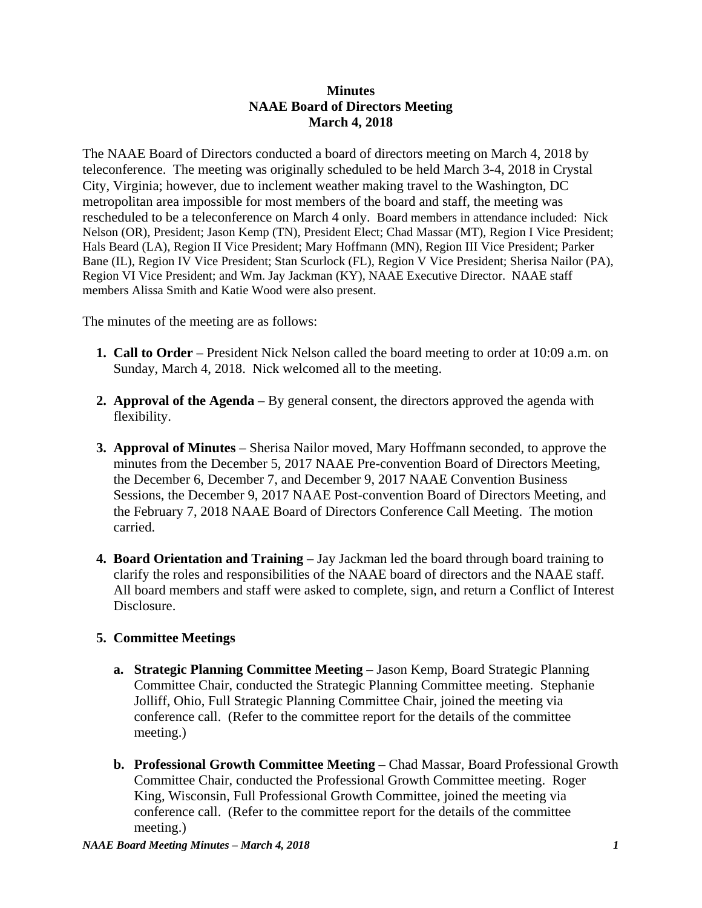**Minutes**
**NAAE Board of Directors Meeting**
**March 4, 2018**

The NAAE Board of Directors conducted a board of directors meeting on March 4, 2018 by teleconference. The meeting was originally scheduled to be held March 3-4, 2018 in Crystal City, Virginia; however, due to inclement weather making travel to the Washington, DC metropolitan area impossible for most members of the board and staff, the meeting was rescheduled to be a teleconference on March 4 only. Board members in attendance included: Nick Nelson (OR), President; Jason Kemp (TN), President Elect; Chad Massar (MT), Region I Vice President; Hals Beard (LA), Region II Vice President; Mary Hoffmann (MN), Region III Vice President; Parker Bane (IL), Region IV Vice President; Stan Scurlock (FL), Region V Vice President; Sherisa Nailor (PA), Region VI Vice President; and Wm. Jay Jackman (KY), NAAE Executive Director. NAAE staff members Alissa Smith and Katie Wood were also present.

The minutes of the meeting are as follows:

1. **Call to Order** – President Nick Nelson called the board meeting to order at 10:09 a.m. on Sunday, March 4, 2018. Nick welcomed all to the meeting.

2. **Approval of the Agenda** – By general consent, the directors approved the agenda with flexibility.

3. **Approval of Minutes** – Sherisa Nailor moved, Mary Hoffmann seconded, to approve the minutes from the December 5, 2017 NAAE Pre-convention Board of Directors Meeting, the December 6, December 7, and December 9, 2017 NAAE Convention Business Sessions, the December 9, 2017 NAAE Post-convention Board of Directors Meeting, and the February 7, 2018 NAAE Board of Directors Conference Call Meeting. The motion carried.

4. **Board Orientation and Training** – Jay Jackman led the board through board training to clarify the roles and responsibilities of the NAAE board of directors and the NAAE staff. All board members and staff were asked to complete, sign, and return a Conflict of Interest Disclosure.

5. **Committee Meetings**

   a. **Strategic Planning Committee Meeting** – Jason Kemp, Board Strategic Planning Committee Chair, conducted the Strategic Planning Committee meeting. Stephanie Jolliff, Ohio, Full Strategic Planning Committee Chair, joined the meeting via conference call. (Refer to the committee report for the details of the committee meeting.)

   b. **Professional Growth Committee Meeting** – Chad Massar, Board Professional Growth Committee Chair, conducted the Professional Growth Committee meeting. Roger King, Wisconsin, Full Professional Growth Committee, joined the meeting via conference call. (Refer to the committee report for the details of the committee meeting.)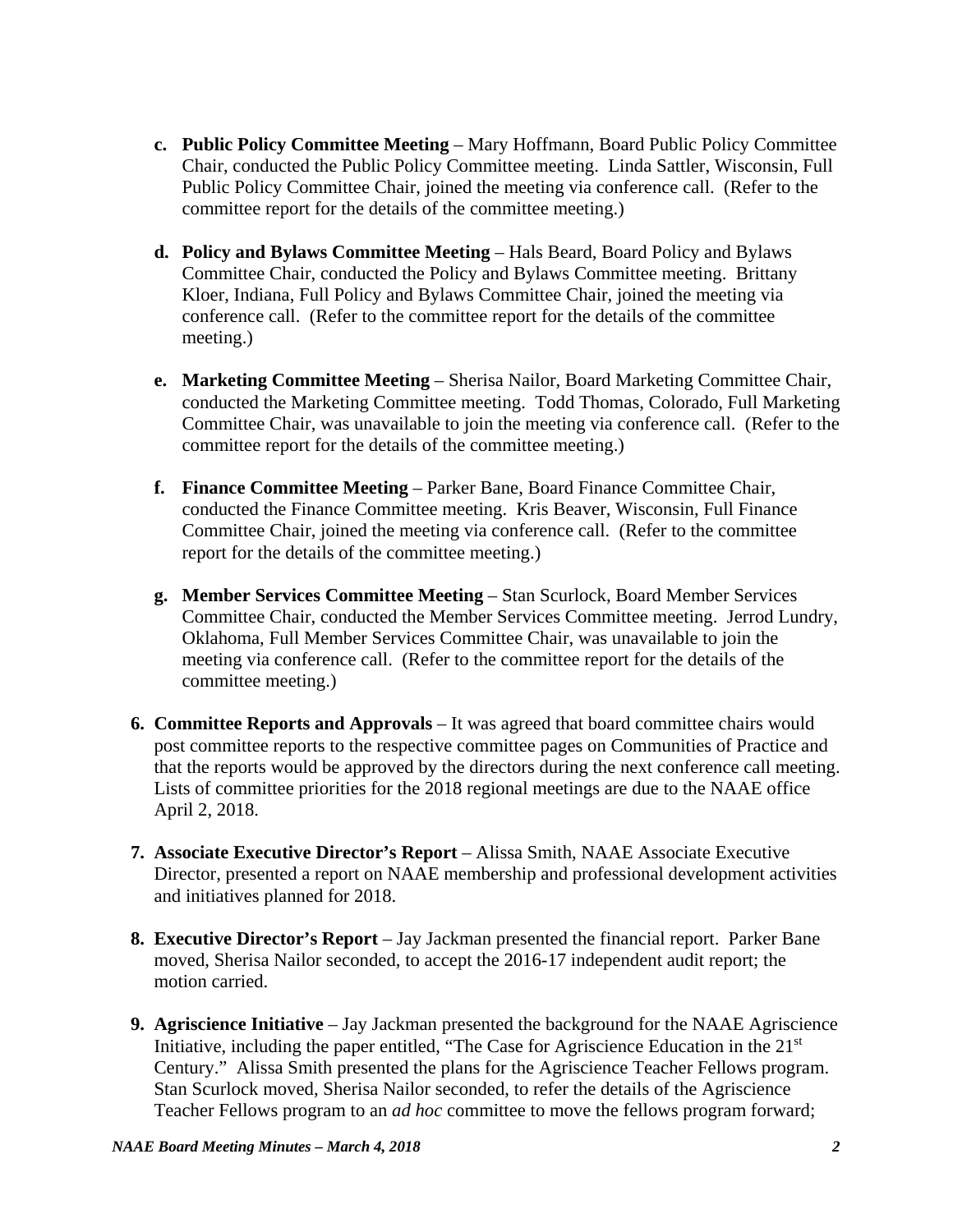c. **Public Policy Committee Meeting** – Mary Hoffmann, Board Public Policy Committee Chair, conducted the Public Policy Committee meeting. Linda Sattler, Wisconsin, Full Public Policy Committee Chair, joined the meeting via conference call. (Refer to the committee report for the details of the committee meeting.)

d. **Policy and Bylaws Committee Meeting** – Hals Beard, Board Policy and Bylaws Committee Chair, conducted the Policy and Bylaws Committee meeting. Brittany Kloer, Indiana, Full Policy and Bylaws Committee Chair, joined the meeting via conference call. (Refer to the committee report for the details of the committee meeting.)

e. **Marketing Committee Meeting** – Sherisa Nailor, Board Marketing Committee Chair, conducted the Marketing Committee meeting. Todd Thomas, Colorado, Full Marketing Committee Chair, was unavailable to join the meeting via conference call. (Refer to the committee report for the details of the committee meeting.)

f. **Finance Committee Meeting** – Parker Bane, Board Finance Committee Chair, conducted the Finance Committee meeting. Kris Beaver, Wisconsin, Full Finance Committee Chair, joined the meeting via conference call. (Refer to the committee report for the details of the committee meeting.)

g. **Member Services Committee Meeting** – Stan Scurlock, Board Member Services Committee Chair, conducted the Member Services Committee meeting. Jerrod Lundry, Oklahoma, Full Member Services Committee Chair, was unavailable to join the meeting via conference call. (Refer to the committee report for the details of the committee meeting.)

6. **Committee Reports and Approvals** – It was agreed that board committee chairs would post committee reports to the respective committee pages on Communities of Practice and that the reports would be approved by the directors during the next conference call meeting. Lists of committee priorities for the 2018 regional meetings are due to the NAAE office April 2, 2018.

7. **Associate Executive Director's Report** – Alissa Smith, NAAE Associate Executive Director, presented a report on NAAE membership and professional development activities and initiatives planned for 2018.

8. **Executive Director's Report** – Jay Jackman presented the financial report. Parker Bane moved, Sherisa Nailor seconded, to accept the 2016-17 independent audit report; the motion carried.

9. **Agriscience Initiative** – Jay Jackman presented the background for the NAAE Agriscience Initiative, including the paper entitled, "The Case for Agriscience Education in the 21st Century." Alissa Smith presented the plans for the Agriscience Teacher Fellows program. Stan Scurlock moved, Sherisa Nailor seconded, to refer the details of the Agriscience Teacher Fellows program to an *ad hoc* committee to move the fellows program forward;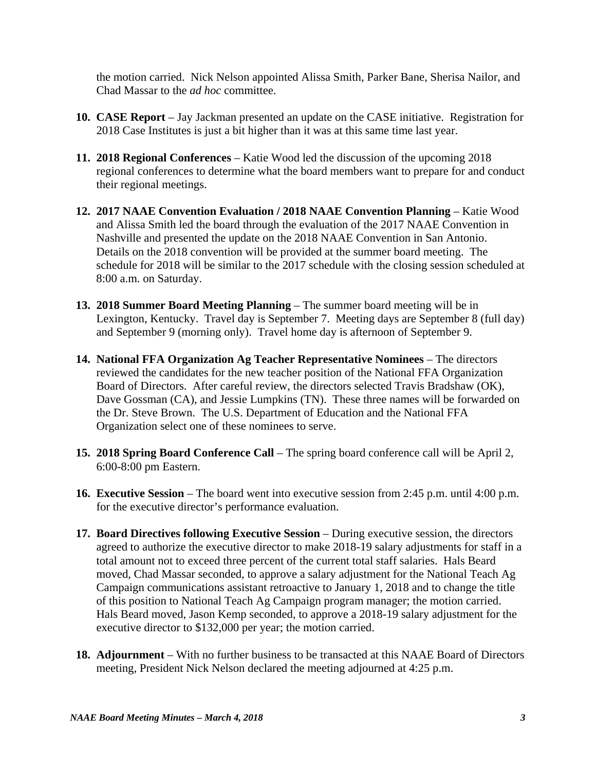the motion carried. Nick Nelson appointed Alissa Smith, Parker Bane, Sherisa Nailor, and Chad Massar to the *ad hoc* committee.

10. **CASE Report** – Jay Jackman presented an update on the CASE initiative. Registration for 2018 Case Institutes is just a bit higher than it was at this same time last year.

11. **2018 Regional Conferences** – Katie Wood led the discussion of the upcoming 2018 regional conferences to determine what the board members want to prepare for and conduct their regional meetings.

12. **2017 NAAE Convention Evaluation / 2018 NAAE Convention Planning** – Katie Wood and Alissa Smith led the board through the evaluation of the 2017 NAAE Convention in Nashville and presented the update on the 2018 NAAE Convention in San Antonio. Details on the 2018 convention will be provided at the summer board meeting. The schedule for 2018 will be similar to the 2017 schedule with the closing session scheduled at 8:00 a.m. on Saturday.

13. **2018 Summer Board Meeting Planning** – The summer board meeting will be in Lexington, Kentucky. Travel day is September 7. Meeting days are September 8 (full day) and September 9 (morning only). Travel home day is afternoon of September 9.

14. **National FFA Organization Ag Teacher Representative Nominees** – The directors reviewed the candidates for the new teacher position of the National FFA Organization Board of Directors. After careful review, the directors selected Travis Bradshaw (OK), Dave Gossman (CA), and Jessie Lumpkins (TN). These three names will be forwarded on the Dr. Steve Brown. The U.S. Department of Education and the National FFA Organization select one of these nominees to serve.

15. **2018 Spring Board Conference Call** – The spring board conference call will be April 2, 6:00-8:00 pm Eastern.

16. **Executive Session** – The board went into executive session from 2:45 p.m. until 4:00 p.m. for the executive director's performance evaluation.

17. **Board Directives following Executive Session** – During executive session, the directors agreed to authorize the executive director to make 2018-19 salary adjustments for staff in a total amount not to exceed three percent of the current total staff salaries. Hals Beard moved, Chad Massar seconded, to approve a salary adjustment for the National Teach Ag Campaign communications assistant retroactive to January 1, 2018 and to change the title of this position to National Teach Ag Campaign program manager; the motion carried. Hals Beard moved, Jason Kemp seconded, to approve a 2018-19 salary adjustment for the executive director to $132,000 per year; the motion carried.

18. **Adjournment** – With no further business to be transacted at this NAAE Board of Directors meeting, President Nick Nelson declared the meeting adjourned at 4:25 p.m.